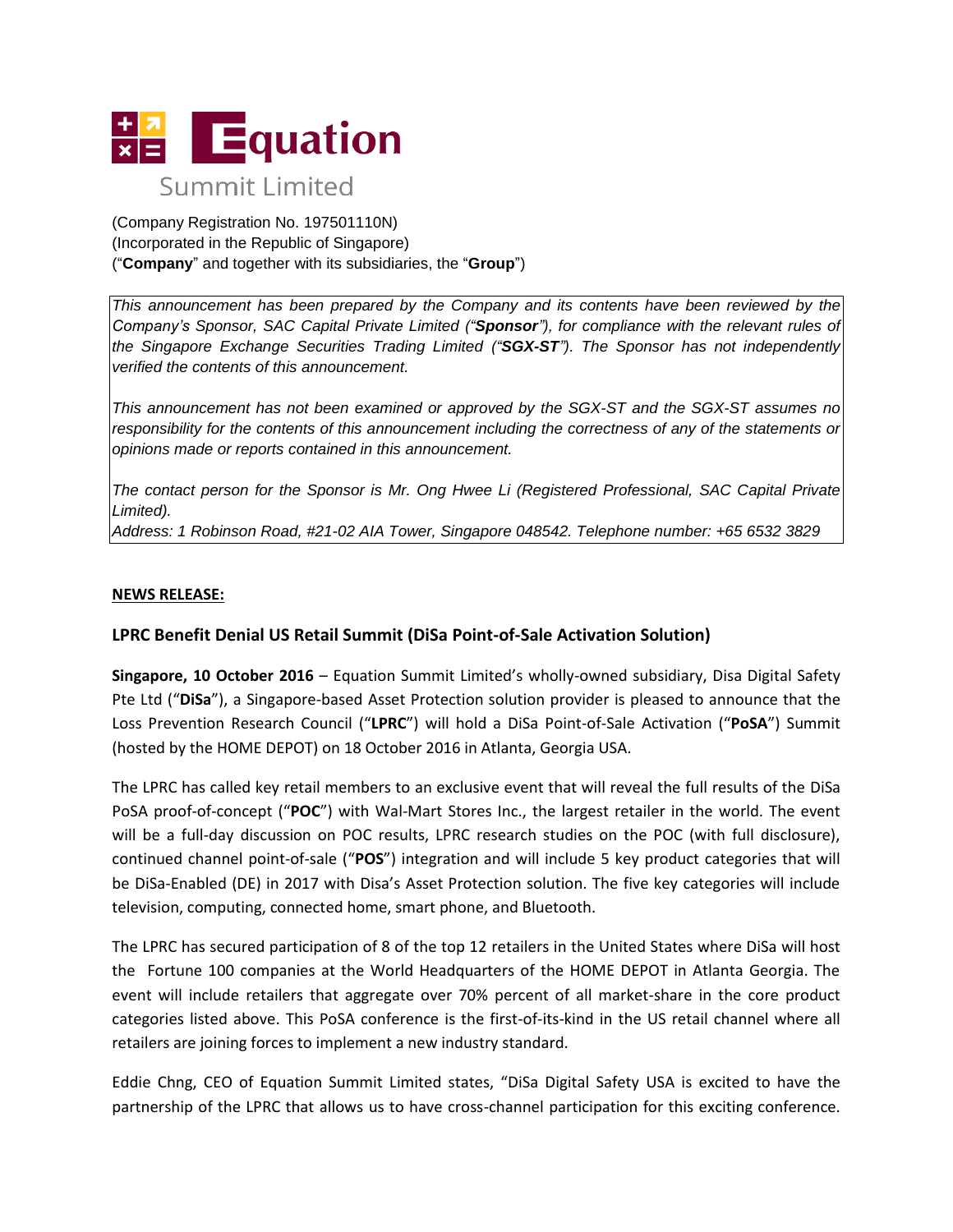# Equation Summit Limited

(Company Registration No. 197501110N)
(Incorporated in the Republic of Singapore)
("**Company**" and together with its subsidiaries, the "**Group**")

*This announcement has been prepared by the Company and its contents have been reviewed by the Company's Sponsor, SAC Capital Private Limited ("**Sponsor**"), for compliance with the relevant rules of the Singapore Exchange Securities Trading Limited ("**SGX-ST**"). The Sponsor has not independently verified the contents of this announcement.*

*This announcement has not been examined or approved by the SGX-ST and the SGX-ST assumes no responsibility for the contents of this announcement including the correctness of any of the statements or opinions made or reports contained in this announcement.*

*The contact person for the Sponsor is Mr. Ong Hwee Li (Registered Professional, SAC Capital Private Limited).*
*Address: 1 Robinson Road, #21-02 AIA Tower, Singapore 048542. Telephone number: +65 6532 3829*

**NEWS RELEASE:**

## LPRC Benefit Denial US Retail Summit (DiSa Point-of-Sale Activation Solution)

**Singapore, 10 October 2016** – Equation Summit Limited's wholly-owned subsidiary, Disa Digital Safety Pte Ltd ("**DiSa**"), a Singapore-based Asset Protection solution provider is pleased to announce that the Loss Prevention Research Council ("**LPRC**") will hold a DiSa Point-of-Sale Activation ("**PoSA**") Summit (hosted by the HOME DEPOT) on 18 October 2016 in Atlanta, Georgia USA.

The LPRC has called key retail members to an exclusive event that will reveal the full results of the DiSa PoSA proof-of-concept ("**POC**") with Wal-Mart Stores Inc., the largest retailer in the world. The event will be a full-day discussion on POC results, LPRC research studies on the POC (with full disclosure), continued channel point-of-sale ("**POS**") integration and will include 5 key product categories that will be DiSa-Enabled (DE) in 2017 with Disa's Asset Protection solution. The five key categories will include television, computing, connected home, smart phone, and Bluetooth.

The LPRC has secured participation of 8 of the top 12 retailers in the United States where DiSa will host the Fortune 100 companies at the World Headquarters of the HOME DEPOT in Atlanta Georgia. The event will include retailers that aggregate over 70% percent of all market-share in the core product categories listed above. This PoSA conference is the first-of-its-kind in the US retail channel where all retailers are joining forces to implement a new industry standard.

Eddie Chng, CEO of Equation Summit Limited states, "DiSa Digital Safety USA is excited to have the partnership of the LPRC that allows us to have cross-channel participation for this exciting conference.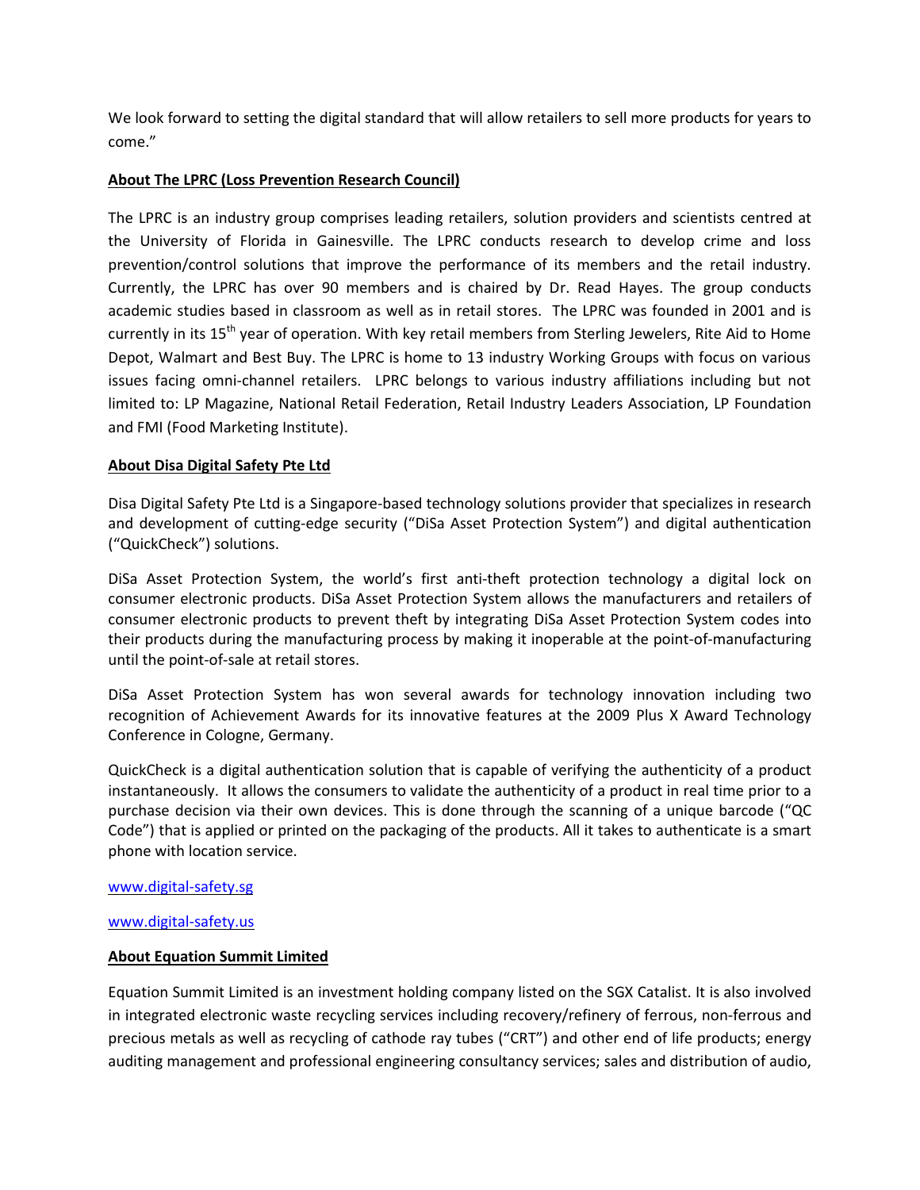We look forward to setting the digital standard that will allow retailers to sell more products for years to come."

**About The LPRC (Loss Prevention Research Council)**

The LPRC is an industry group comprises leading retailers, solution providers and scientists centred at the University of Florida in Gainesville. The LPRC conducts research to develop crime and loss prevention/control solutions that improve the performance of its members and the retail industry. Currently, the LPRC has over 90 members and is chaired by Dr. Read Hayes. The group conducts academic studies based in classroom as well as in retail stores. The LPRC was founded in 2001 and is currently in its 15th year of operation. With key retail members from Sterling Jewelers, Rite Aid to Home Depot, Walmart and Best Buy. The LPRC is home to 13 industry Working Groups with focus on various issues facing omni-channel retailers. LPRC belongs to various industry affiliations including but not limited to: LP Magazine, National Retail Federation, Retail Industry Leaders Association, LP Foundation and FMI (Food Marketing Institute).

**About Disa Digital Safety Pte Ltd**

Disa Digital Safety Pte Ltd is a Singapore-based technology solutions provider that specializes in research and development of cutting-edge security ("DiSa Asset Protection System") and digital authentication ("QuickCheck") solutions.

DiSa Asset Protection System, the world's first anti-theft protection technology a digital lock on consumer electronic products. DiSa Asset Protection System allows the manufacturers and retailers of consumer electronic products to prevent theft by integrating DiSa Asset Protection System codes into their products during the manufacturing process by making it inoperable at the point-of-manufacturing until the point-of-sale at retail stores.

DiSa Asset Protection System has won several awards for technology innovation including two recognition of Achievement Awards for its innovative features at the 2009 Plus X Award Technology Conference in Cologne, Germany.

QuickCheck is a digital authentication solution that is capable of verifying the authenticity of a product instantaneously. It allows the consumers to validate the authenticity of a product in real time prior to a purchase decision via their own devices. This is done through the scanning of a unique barcode ("QC Code") that is applied or printed on the packaging of the products. All it takes to authenticate is a smart phone with location service.

www.digital-safety.sg

www.digital-safety.us

**About Equation Summit Limited**

Equation Summit Limited is an investment holding company listed on the SGX Catalist. It is also involved in integrated electronic waste recycling services including recovery/refinery of ferrous, non-ferrous and precious metals as well as recycling of cathode ray tubes ("CRT") and other end of life products; energy auditing management and professional engineering consultancy services; sales and distribution of audio,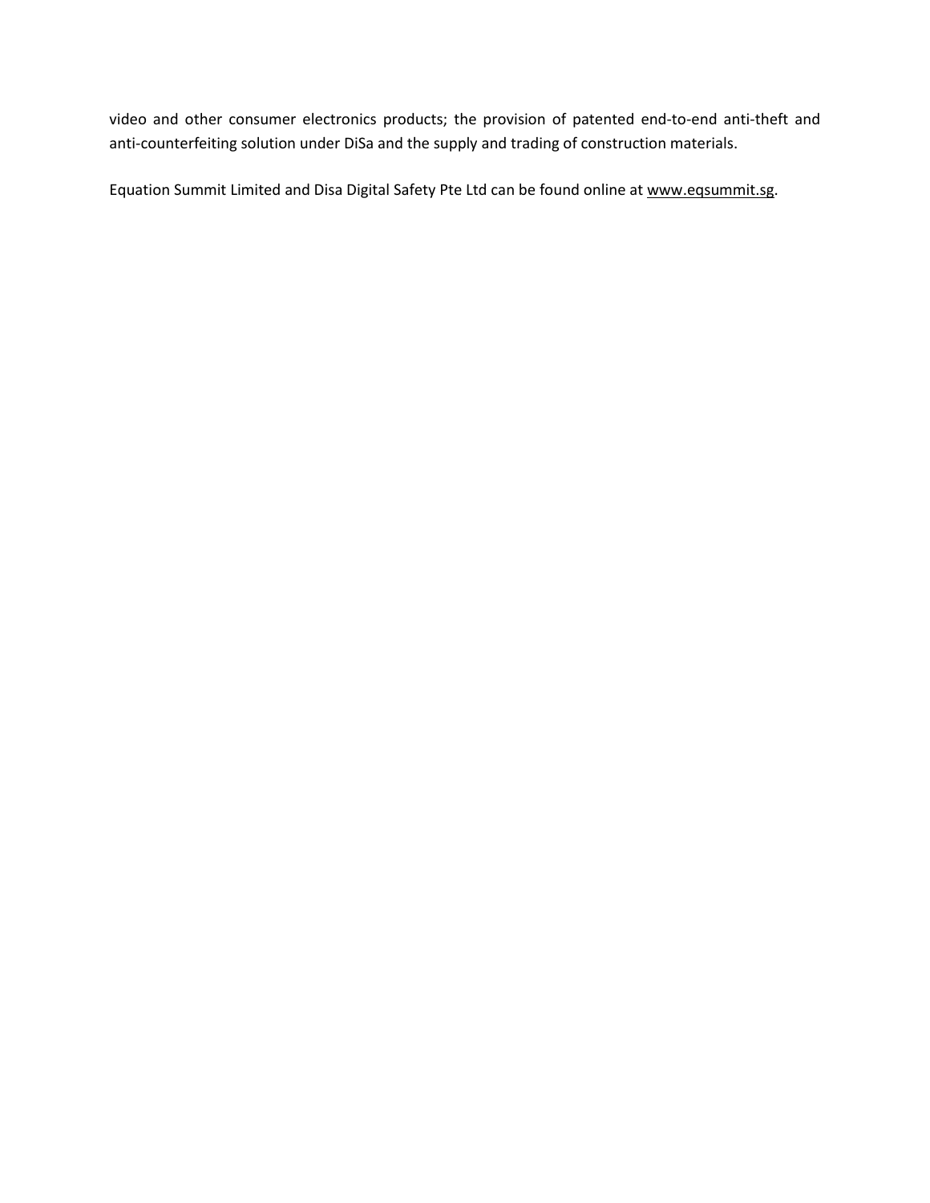video and other consumer electronics products; the provision of patented end-to-end anti-theft and anti-counterfeiting solution under DiSa and the supply and trading of construction materials.

Equation Summit Limited and Disa Digital Safety Pte Ltd can be found online at www.eqsummit.sg.